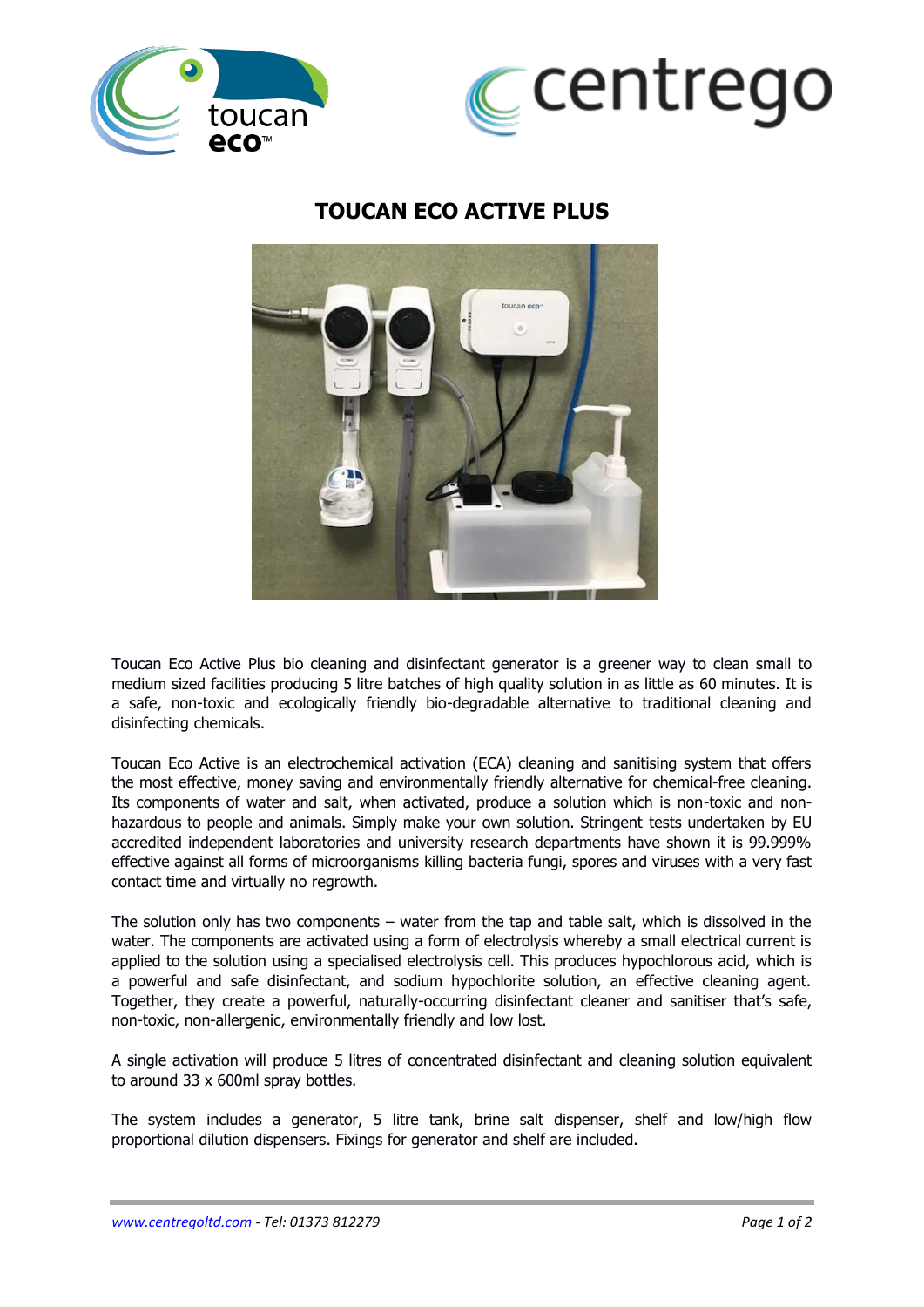# TOUCAN ECO ACTIVE PLUS

Toucan Eco Active Plus bio cleaning and disinfectant generator is a greener way to clean small to medium sized facilities producing 5 litre batches of high quality solution in as little as 60 minutes. It is a safe, non-toxic and ecologically friendly bio-degradable alternative to traditional cleaning and disinfecting chemicals.

Toucan Eco Active is an electrochemical activation (ECA) cleaning and sanitising system that offers the most effective, money saving and environmentally friendly alternative for chemical-free cleaning. Its components of water and salt, when activated, produce a solution which is non-toxic and non-hazardous to people and animals. Simply make your own solution. Stringent tests undertaken by EU accredited independent laboratories and university research departments have shown it is 99.999% effective against all forms of microorganisms killing bacteria fungi, spores and viruses with a very fast contact time and virtually no regrowth.

The solution only has two components – water from the tap and table salt, which is dissolved in the water. The components are activated using a form of electrolysis whereby a small electrical current is applied to the solution using a specialised electrolysis cell. This produces hypochlorous acid, which is a powerful and safe disinfectant, and sodium hypochlorite solution, an effective cleaning agent. Together, they create a powerful, naturally-occurring disinfectant cleaner and sanitiser that's safe, non-toxic, non-allergenic, environmentally friendly and low lost.

A single activation will produce 5 litres of concentrated disinfectant and cleaning solution equivalent to around 33 x 600ml spray bottles.

The system includes a generator, 5 litre tank, brine salt dispenser, shelf and low/high flow proportional dilution dispensers. Fixings for generator and shelf are included.

*www.centregoltd.com - Tel: 01373 812279*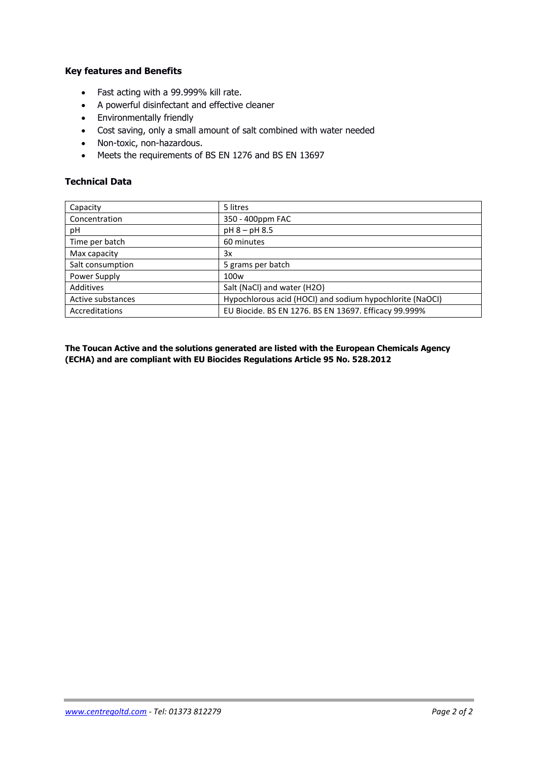### Key features and Benefits

- Fast acting with a 99.999% kill rate.
- A powerful disinfectant and effective cleaner
- Environmentally friendly
- Cost saving, only a small amount of salt combined with water needed
- Non-toxic, non-hazardous.
- Meets the requirements of BS EN 1276 and BS EN 13697

### Technical Data

| | |
|---|---|
| Capacity | 5 litres |
| Concentration | 350 - 400ppm FAC |
| pH | pH 8 – pH 8.5 |
| Time per batch | 60 minutes |
| Max capacity | 3x |
| Salt consumption | 5 grams per batch |
| Power Supply | 100w |
| Additives | Salt (NaCl) and water ($H_2O$) |
| Active substances | Hypochlorous acid (HOCl) and sodium hypochlorite (NaOCl) |
| Accreditations | EU Biocide. BS EN 1276. BS EN 13697. Efficacy 99.999% |

**The Toucan Active and the solutions generated are listed with the European Chemicals Agency (ECHA) and are compliant with EU Biocides Regulations Article 95 No. 528.2012**